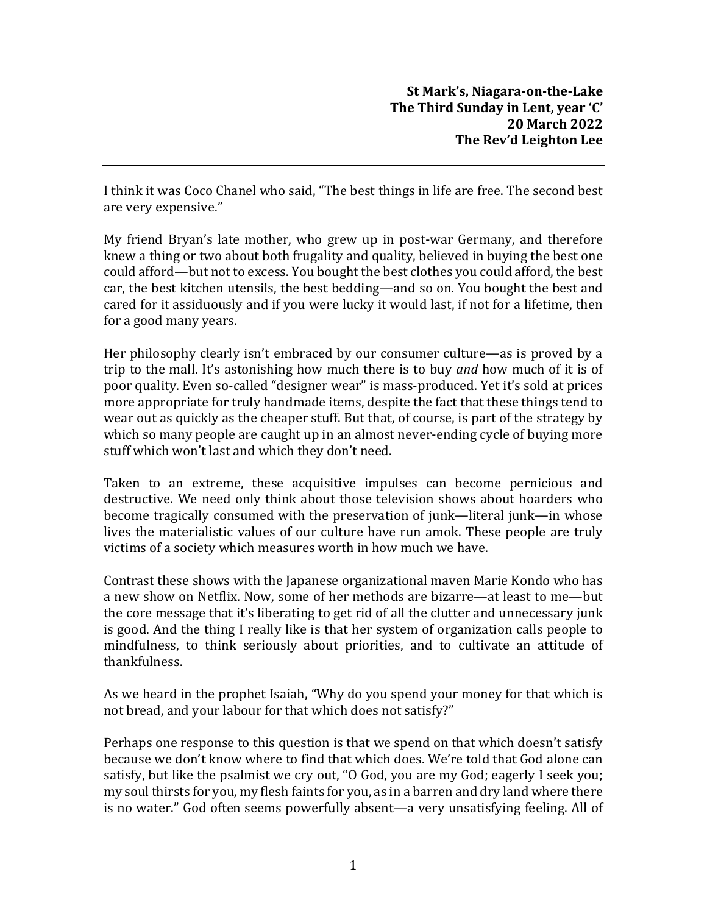**St Mark's, Niagara-on-the-Lake**
**The Third Sunday in Lent, year 'C'**
**20 March 2022**
**The Rev'd Leighton Lee**

---

I think it was Coco Chanel who said, "The best things in life are free. The second best are very expensive."

My friend Bryan's late mother, who grew up in post-war Germany, and therefore knew a thing or two about both frugality and quality, believed in buying the best one could afford—but not to excess. You bought the best clothes you could afford, the best car, the best kitchen utensils, the best bedding—and so on. You bought the best and cared for it assiduously and if you were lucky it would last, if not for a lifetime, then for a good many years.

Her philosophy clearly isn't embraced by our consumer culture—as is proved by a trip to the mall. It's astonishing how much there is to buy *and* how much of it is of poor quality. Even so-called "designer wear" is mass-produced. Yet it's sold at prices more appropriate for truly handmade items, despite the fact that these things tend to wear out as quickly as the cheaper stuff. But that, of course, is part of the strategy by which so many people are caught up in an almost never-ending cycle of buying more stuff which won't last and which they don't need.

Taken to an extreme, these acquisitive impulses can become pernicious and destructive. We need only think about those television shows about hoarders who become tragically consumed with the preservation of junk—literal junk—in whose lives the materialistic values of our culture have run amok. These people are truly victims of a society which measures worth in how much we have.

Contrast these shows with the Japanese organizational maven Marie Kondo who has a new show on Netflix. Now, some of her methods are bizarre—at least to me—but the core message that it's liberating to get rid of all the clutter and unnecessary junk is good. And the thing I really like is that her system of organization calls people to mindfulness, to think seriously about priorities, and to cultivate an attitude of thankfulness.

As we heard in the prophet Isaiah, "Why do you spend your money for that which is not bread, and your labour for that which does not satisfy?"

Perhaps one response to this question is that we spend on that which doesn't satisfy because we don't know where to find that which does. We're told that God alone can satisfy, but like the psalmist we cry out, "O God, you are my God; eagerly I seek you; my soul thirsts for you, my flesh faints for you, as in a barren and dry land where there is no water." God often seems powerfully absent—a very unsatisfying feeling. All of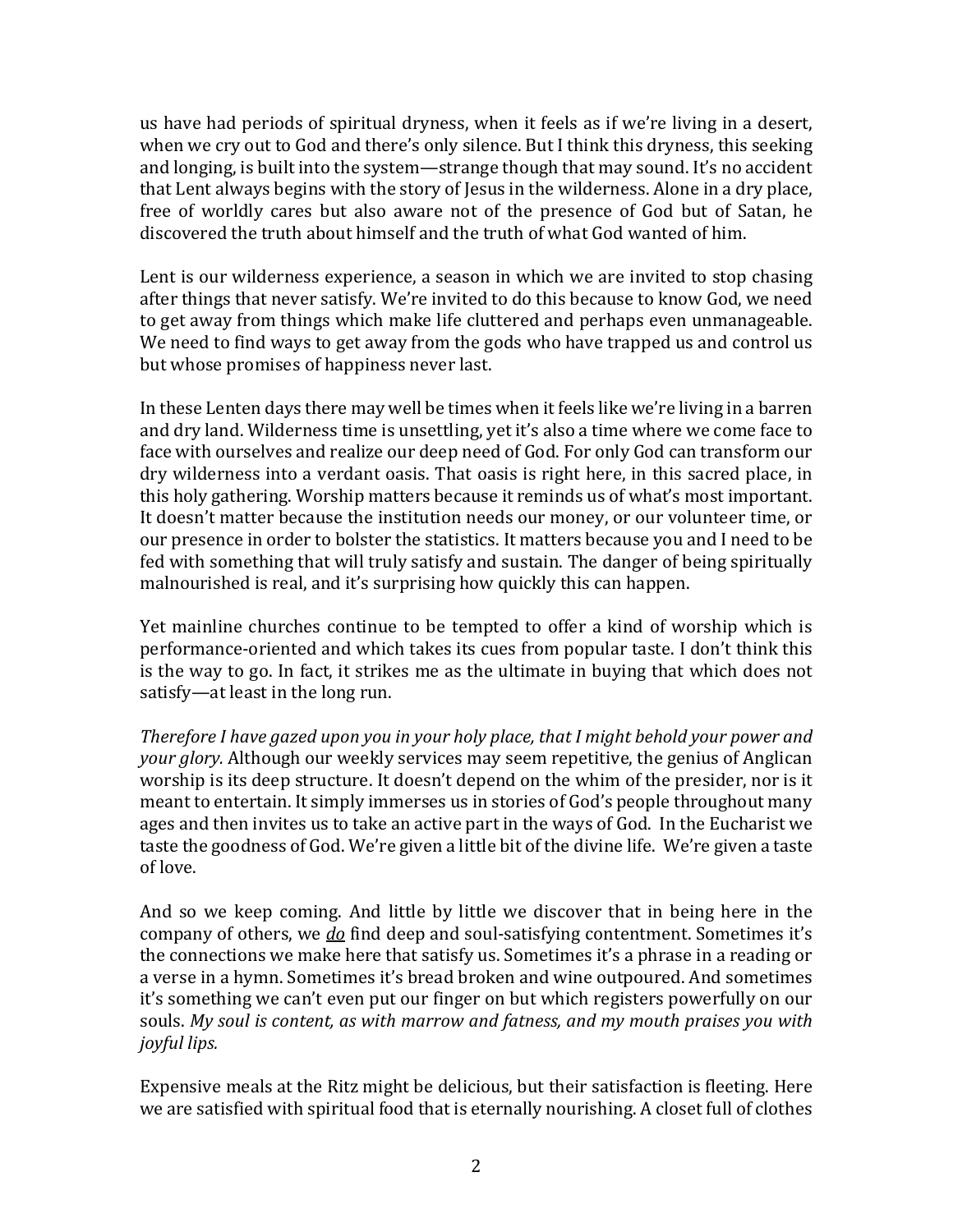us have had periods of spiritual dryness, when it feels as if we're living in a desert, when we cry out to God and there's only silence. But I think this dryness, this seeking and longing, is built into the system—strange though that may sound. It's no accident that Lent always begins with the story of Jesus in the wilderness. Alone in a dry place, free of worldly cares but also aware not of the presence of God but of Satan, he discovered the truth about himself and the truth of what God wanted of him.

Lent is our wilderness experience, a season in which we are invited to stop chasing after things that never satisfy. We're invited to do this because to know God, we need to get away from things which make life cluttered and perhaps even unmanageable. We need to find ways to get away from the gods who have trapped us and control us but whose promises of happiness never last.

In these Lenten days there may well be times when it feels like we're living in a barren and dry land. Wilderness time is unsettling, yet it's also a time where we come face to face with ourselves and realize our deep need of God. For only God can transform our dry wilderness into a verdant oasis. That oasis is right here, in this sacred place, in this holy gathering. Worship matters because it reminds us of what's most important. It doesn't matter because the institution needs our money, or our volunteer time, or our presence in order to bolster the statistics. It matters because you and I need to be fed with something that will truly satisfy and sustain. The danger of being spiritually malnourished is real, and it's surprising how quickly this can happen.

Yet mainline churches continue to be tempted to offer a kind of worship which is performance-oriented and which takes its cues from popular taste. I don't think this is the way to go. In fact, it strikes me as the ultimate in buying that which does not satisfy—at least in the long run.

*Therefore I have gazed upon you in your holy place, that I might behold your power and your glory.* Although our weekly services may seem repetitive, the genius of Anglican worship is its deep structure. It doesn't depend on the whim of the presider, nor is it meant to entertain. It simply immerses us in stories of God's people throughout many ages and then invites us to take an active part in the ways of God. In the Eucharist we taste the goodness of God. We're given a little bit of the divine life. We're given a taste of love.

And so we keep coming. And little by little we discover that in being here in the company of others, we ***do*** find deep and soul-satisfying contentment. Sometimes it's the connections we make here that satisfy us. Sometimes it's a phrase in a reading or a verse in a hymn. Sometimes it's bread broken and wine outpoured. And sometimes it's something we can't even put our finger on but which registers powerfully on our souls. *My soul is content, as with marrow and fatness, and my mouth praises you with joyful lips.*

Expensive meals at the Ritz might be delicious, but their satisfaction is fleeting. Here we are satisfied with spiritual food that is eternally nourishing. A closet full of clothes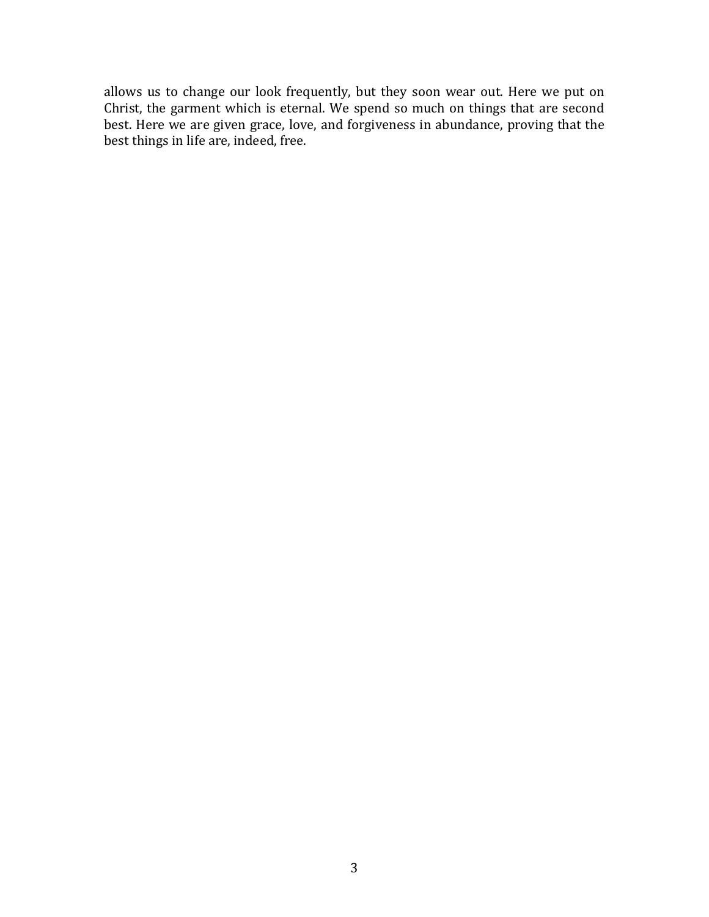allows us to change our look frequently, but they soon wear out. Here we put on Christ, the garment which is eternal. We spend so much on things that are second best. Here we are given grace, love, and forgiveness in abundance, proving that the best things in life are, indeed, free.